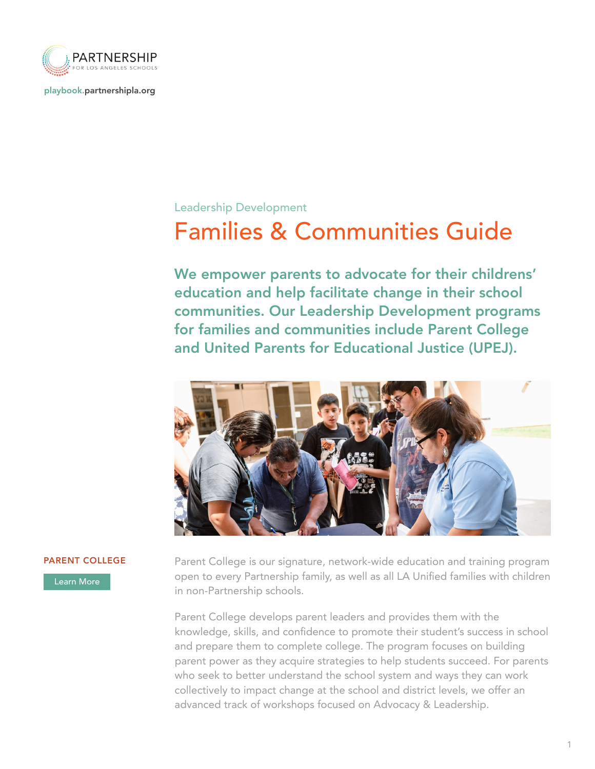PARTNERSHIP
FOR LOS ANGELES SCHOOLS

playbook.partnershipla.org

Leadership Development

# Families & Communities Guide

**We empower parents to advocate for their childrens' education and help facilitate change in their school communities. Our Leadership Development programs for families and communities include Parent College and United Parents for Educational Justice (UPEJ).**

## PARENT COLLEGE

Learn More

Parent College is our signature, network-wide education and training program open to every Partnership family, as well as all LA Unified families with children in non-Partnership schools.

Parent College develops parent leaders and provides them with the knowledge, skills, and confidence to promote their student's success in school and prepare them to complete college. The program focuses on building parent power as they acquire strategies to help students succeed. For parents who seek to better understand the school system and ways they can work collectively to impact change at the school and district levels, we offer an advanced track of workshops focused on Advocacy & Leadership.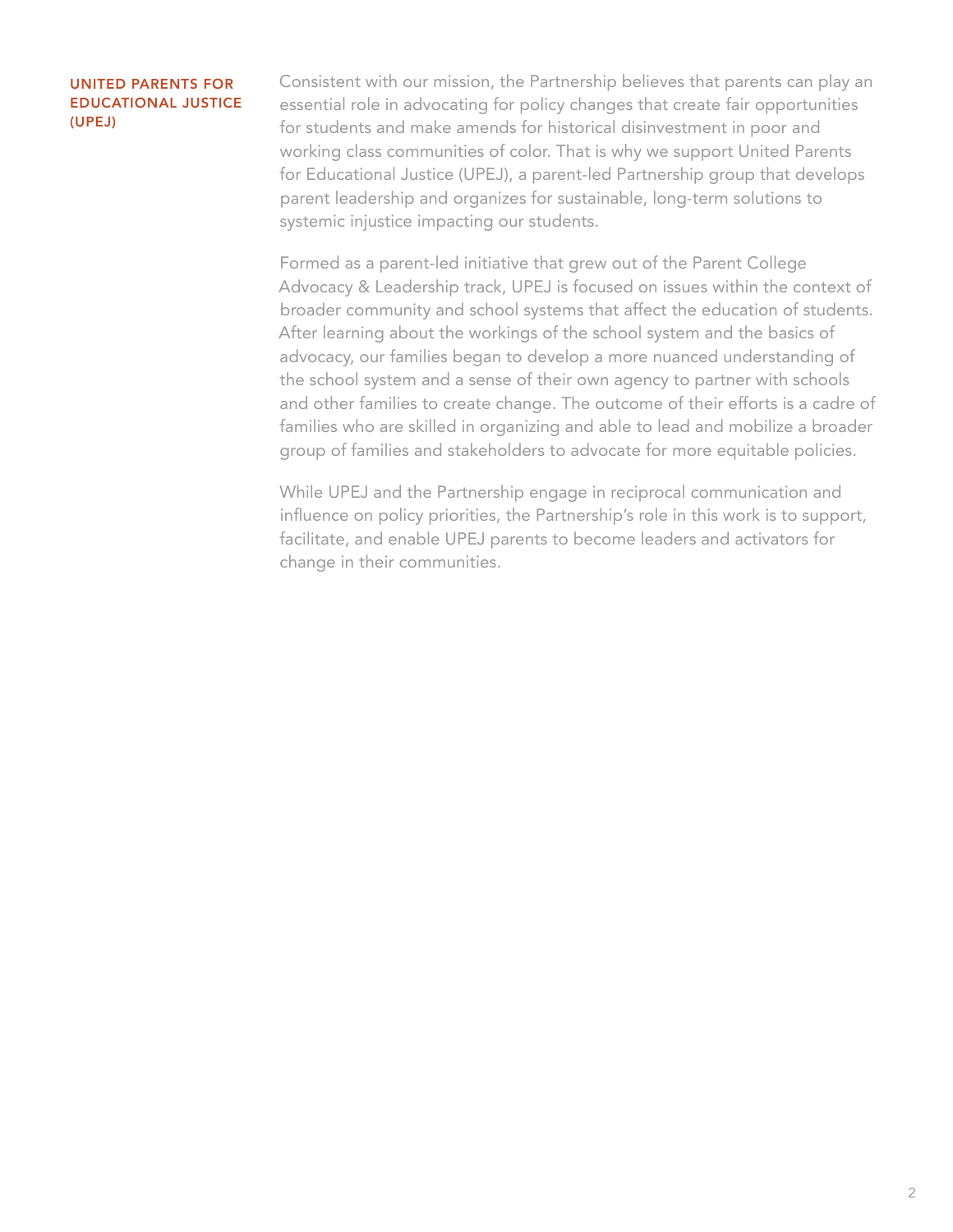## UNITED PARENTS FOR EDUCATIONAL JUSTICE (UPEJ)

Consistent with our mission, the Partnership believes that parents can play an essential role in advocating for policy changes that create fair opportunities for students and make amends for historical disinvestment in poor and working class communities of color. That is why we support United Parents for Educational Justice (UPEJ), a parent-led Partnership group that develops parent leadership and organizes for sustainable, long-term solutions to systemic injustice impacting our students.

Formed as a parent-led initiative that grew out of the Parent College Advocacy & Leadership track, UPEJ is focused on issues within the context of broader community and school systems that affect the education of students. After learning about the workings of the school system and the basics of advocacy, our families began to develop a more nuanced understanding of the school system and a sense of their own agency to partner with schools and other families to create change. The outcome of their efforts is a cadre of families who are skilled in organizing and able to lead and mobilize a broader group of families and stakeholders to advocate for more equitable policies.

While UPEJ and the Partnership engage in reciprocal communication and influence on policy priorities, the Partnership's role in this work is to support, facilitate, and enable UPEJ parents to become leaders and activators for change in their communities.